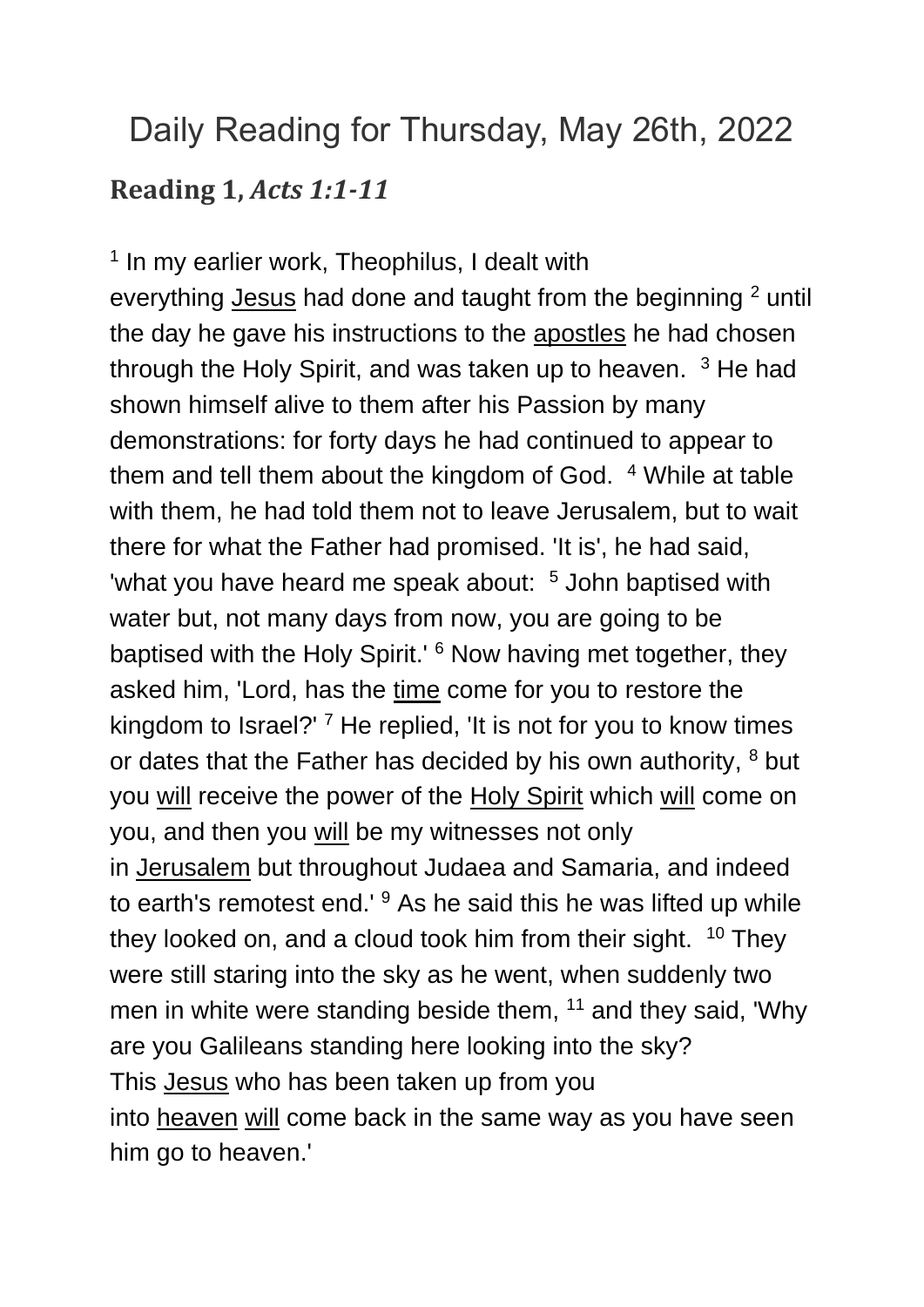# Daily Reading for Thursday, May 26th, 2022

## **Reading 1,** ***Acts 1:1-11***

[1] In my earlier work, Theophilus, I dealt with everything Jesus had done and taught from the beginning [2] until the day he gave his instructions to the apostles he had chosen through the Holy Spirit, and was taken up to heaven. [3] He had shown himself alive to them after his Passion by many demonstrations: for forty days he had continued to appear to them and tell them about the kingdom of God. [4] While at table with them, he had told them not to leave Jerusalem, but to wait there for what the Father had promised. 'It is', he had said, 'what you have heard me speak about: [5] John baptised with water but, not many days from now, you are going to be baptised with the Holy Spirit.' [6] Now having met together, they asked him, 'Lord, has the time come for you to restore the kingdom to Israel?' [7] He replied, 'It is not for you to know times or dates that the Father has decided by his own authority, [8] but you will receive the power of the Holy Spirit which will come on you, and then you will be my witnesses not only in Jerusalem but throughout Judaea and Samaria, and indeed to earth's remotest end.' [9] As he said this he was lifted up while they looked on, and a cloud took him from their sight. [10] They were still staring into the sky as he went, when suddenly two men in white were standing beside them, [11] and they said, 'Why are you Galileans standing here looking into the sky? This Jesus who has been taken up from you into heaven will come back in the same way as you have seen him go to heaven.'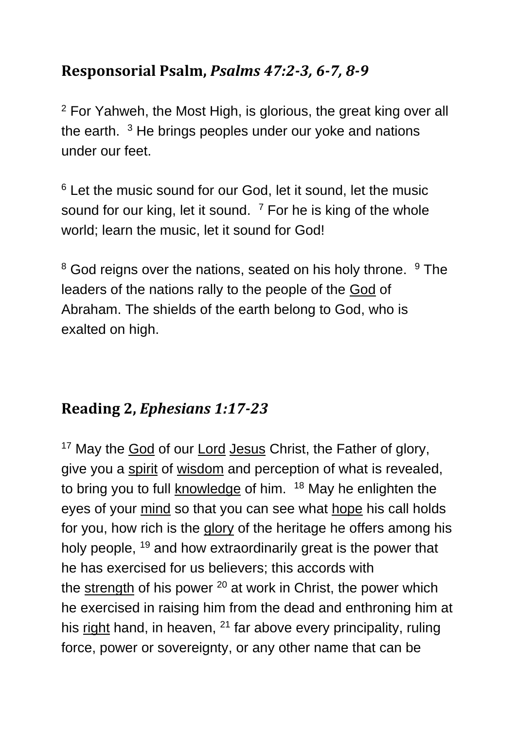## **Responsorial Psalm,** ***Psalms 47:2-3, 6-7, 8-9***

[2] For Yahweh, the Most High, is glorious, the great king over all the earth. [3] He brings peoples under our yoke and nations under our feet.

[6] Let the music sound for our God, let it sound, let the music sound for our king, let it sound. [7] For he is king of the whole world; learn the music, let it sound for God!

[8] God reigns over the nations, seated on his holy throne. [9] The leaders of the nations rally to the people of the God of Abraham. The shields of the earth belong to God, who is exalted on high.

## **Reading 2,** ***Ephesians 1:17-23***

[17] May the God of our Lord Jesus Christ, the Father of glory, give you a spirit of wisdom and perception of what is revealed, to bring you to full knowledge of him. [18] May he enlighten the eyes of your mind so that you can see what hope his call holds for you, how rich is the glory of the heritage he offers among his holy people, [19] and how extraordinarily great is the power that he has exercised for us believers; this accords with the strength of his power [20] at work in Christ, the power which he exercised in raising him from the dead and enthroning him at his right hand, in heaven, [21] far above every principality, ruling force, power or sovereignty, or any other name that can be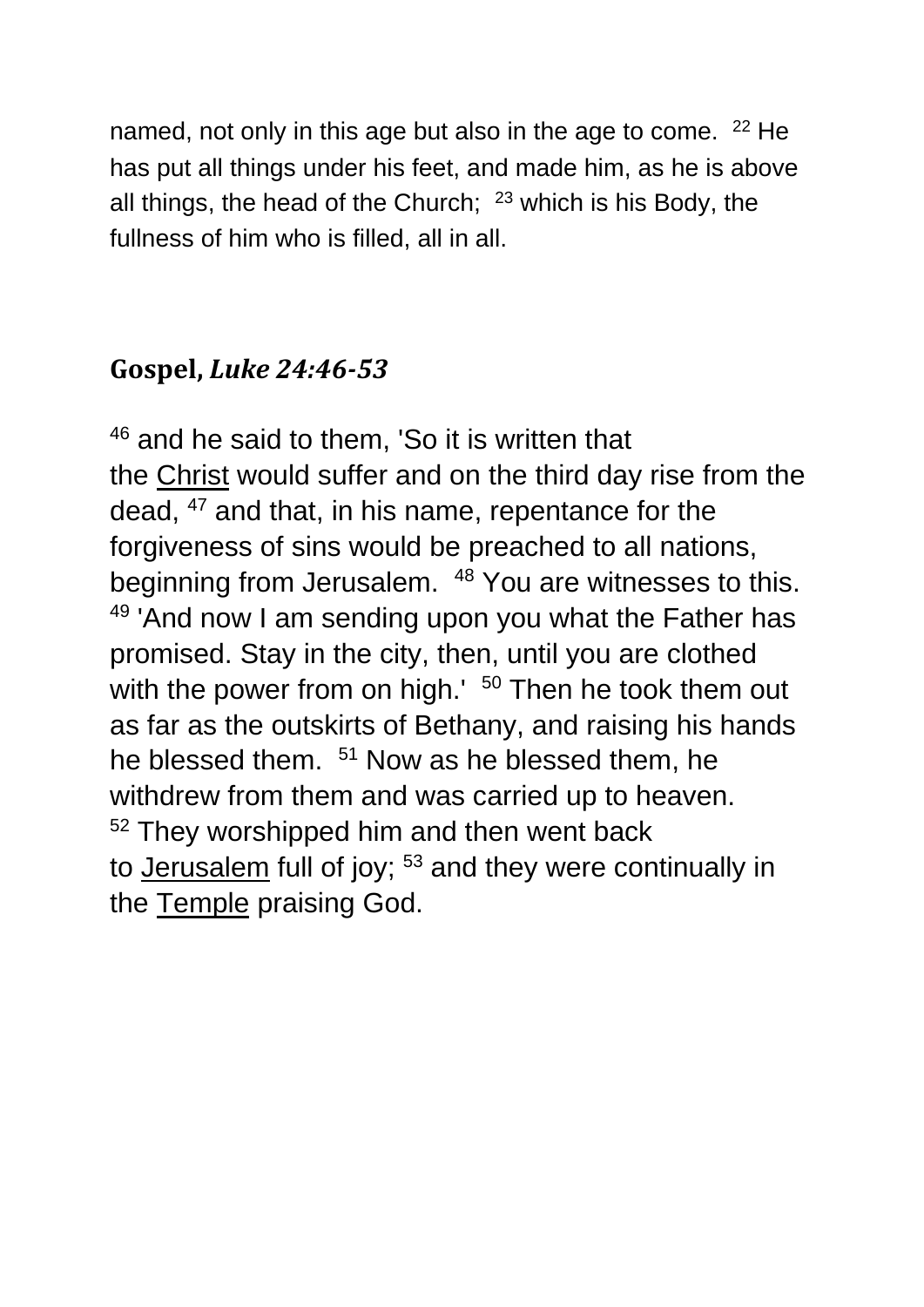named, not only in this age but also in the age to come. [22] He has put all things under his feet, and made him, as he is above all things, the head of the Church; [23] which is his Body, the fullness of him who is filled, all in all.

## **Gospel,** ***Luke 24:46-53***

[46] and he said to them, 'So it is written that the Christ would suffer and on the third day rise from the dead, [47] and that, in his name, repentance for the forgiveness of sins would be preached to all nations, beginning from Jerusalem. [48] You are witnesses to this. [49] 'And now I am sending upon you what the Father has promised. Stay in the city, then, until you are clothed with the power from on high.' [50] Then he took them out as far as the outskirts of Bethany, and raising his hands he blessed them. [51] Now as he blessed them, he withdrew from them and was carried up to heaven. [52] They worshipped him and then went back to Jerusalem full of joy; [53] and they were continually in the Temple praising God.